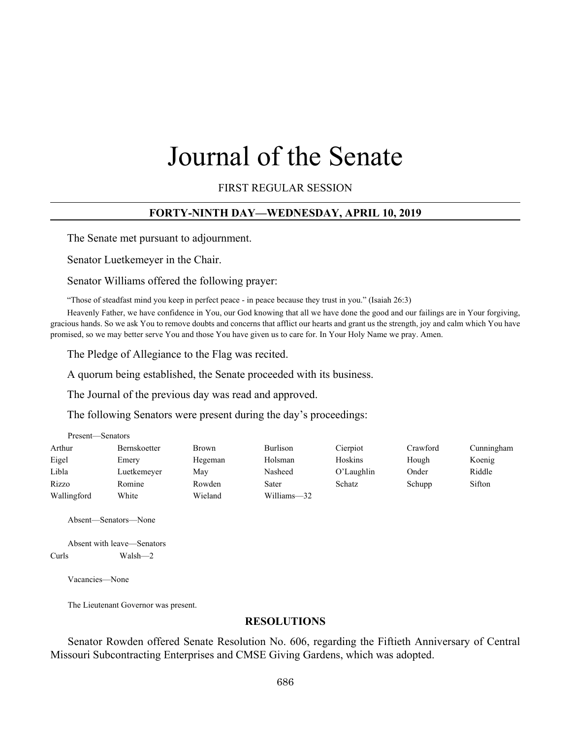# Journal of the Senate

FIRST REGULAR SESSION

## FORTY-NINTH DAY—WEDNESDAY, APRIL 10, 2019

The Senate met pursuant to adjournment.

Senator Luetkemeyer in the Chair.

Senator Williams offered the following prayer:

"Those of steadfast mind you keep in perfect peace - in peace because they trust in you." (Isaiah 26:3)

Heavenly Father, we have confidence in You, our God knowing that all we have done the good and our failings are in Your forgiving, gracious hands. So we ask You to remove doubts and concerns that afflict our hearts and grant us the strength, joy and calm which You have promised, so we may better serve You and those You have given us to care for. In Your Holy Name we pray. Amen.

The Pledge of Allegiance to the Flag was recited.

A quorum being established, the Senate proceeded with its business.

The Journal of the previous day was read and approved.

The following Senators were present during the day's proceedings:

Present—Senators

| | | | | | | |
|---|---|---|---|---|---|---|
| Arthur | Bernskoetter | Brown | Burlison | Cierpiot | Crawford | Cunningham |
| Eigel | Emery | Hegeman | Holsman | Hoskins | Hough | Koenig |
| Libla | Luetkemeyer | May | Nasheed | O'Laughlin | Onder | Riddle |
| Rizzo | Romine | Rowden | Sater | Schatz | Schupp | Sifton |
| Wallingford | White | Wieland | Williams—32 | | | |

Absent—Senators—None

Absent with leave—Senators

Curls Walsh—2

Vacancies—None

The Lieutenant Governor was present.

### RESOLUTIONS

Senator Rowden offered Senate Resolution No. 606, regarding the Fiftieth Anniversary of Central Missouri Subcontracting Enterprises and CMSE Giving Gardens, which was adopted.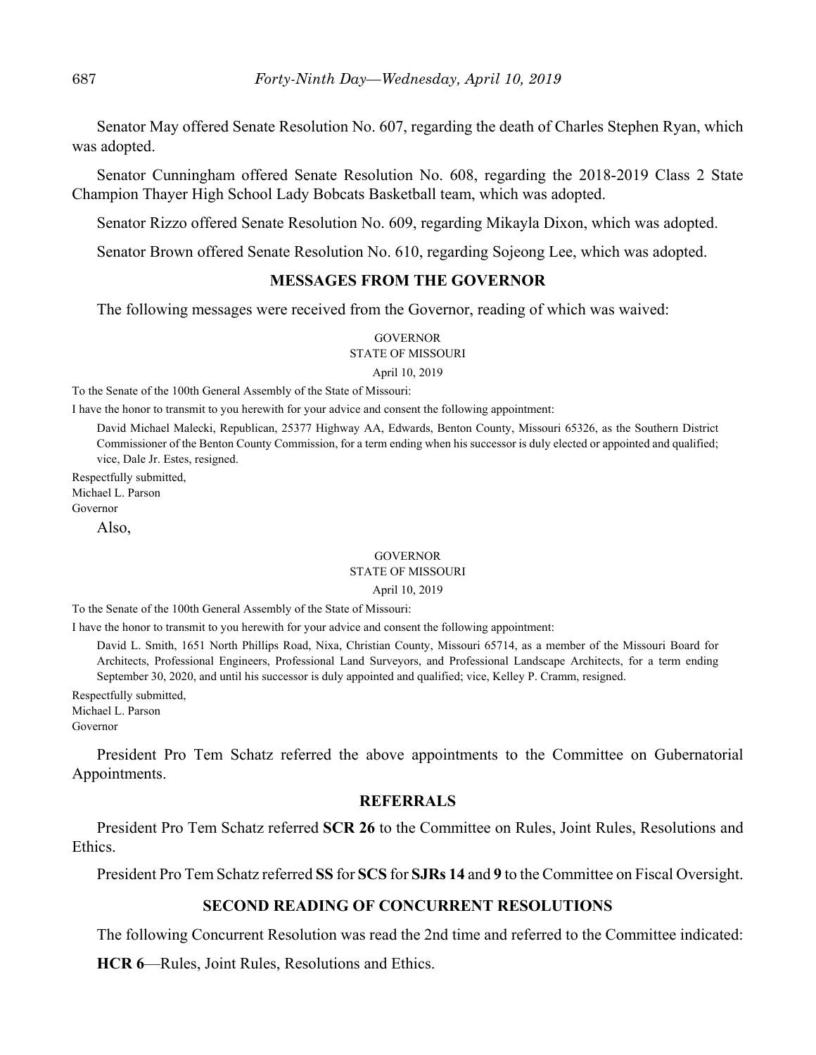Senator May offered Senate Resolution No. 607, regarding the death of Charles Stephen Ryan, which was adopted.

Senator Cunningham offered Senate Resolution No. 608, regarding the 2018-2019 Class 2 State Champion Thayer High School Lady Bobcats Basketball team, which was adopted.

Senator Rizzo offered Senate Resolution No. 609, regarding Mikayla Dixon, which was adopted.

Senator Brown offered Senate Resolution No. 610, regarding Sojeong Lee, which was adopted.

## MESSAGES FROM THE GOVERNOR

The following messages were received from the Governor, reading of which was waived:

GOVERNOR
STATE OF MISSOURI
April 10, 2019

To the Senate of the 100th General Assembly of the State of Missouri:

I have the honor to transmit to you herewith for your advice and consent the following appointment:

David Michael Malecki, Republican, 25377 Highway AA, Edwards, Benton County, Missouri 65326, as the Southern District Commissioner of the Benton County Commission, for a term ending when his successor is duly elected or appointed and qualified; vice, Dale Jr. Estes, resigned.

Respectfully submitted,
Michael L. Parson
Governor

Also,

GOVERNOR
STATE OF MISSOURI
April 10, 2019

To the Senate of the 100th General Assembly of the State of Missouri:

I have the honor to transmit to you herewith for your advice and consent the following appointment:

David L. Smith, 1651 North Phillips Road, Nixa, Christian County, Missouri 65714, as a member of the Missouri Board for Architects, Professional Engineers, Professional Land Surveyors, and Professional Landscape Architects, for a term ending September 30, 2020, and until his successor is duly appointed and qualified; vice, Kelley P. Cramm, resigned.

Respectfully submitted,
Michael L. Parson
Governor

President Pro Tem Schatz referred the above appointments to the Committee on Gubernatorial Appointments.

## REFERRALS

President Pro Tem Schatz referred **SCR 26** to the Committee on Rules, Joint Rules, Resolutions and Ethics.

President Pro Tem Schatz referred **SS** for **SCS** for **SJRs 14** and **9** to the Committee on Fiscal Oversight.

## SECOND READING OF CONCURRENT RESOLUTIONS

The following Concurrent Resolution was read the 2nd time and referred to the Committee indicated:

**HCR 6**—Rules, Joint Rules, Resolutions and Ethics.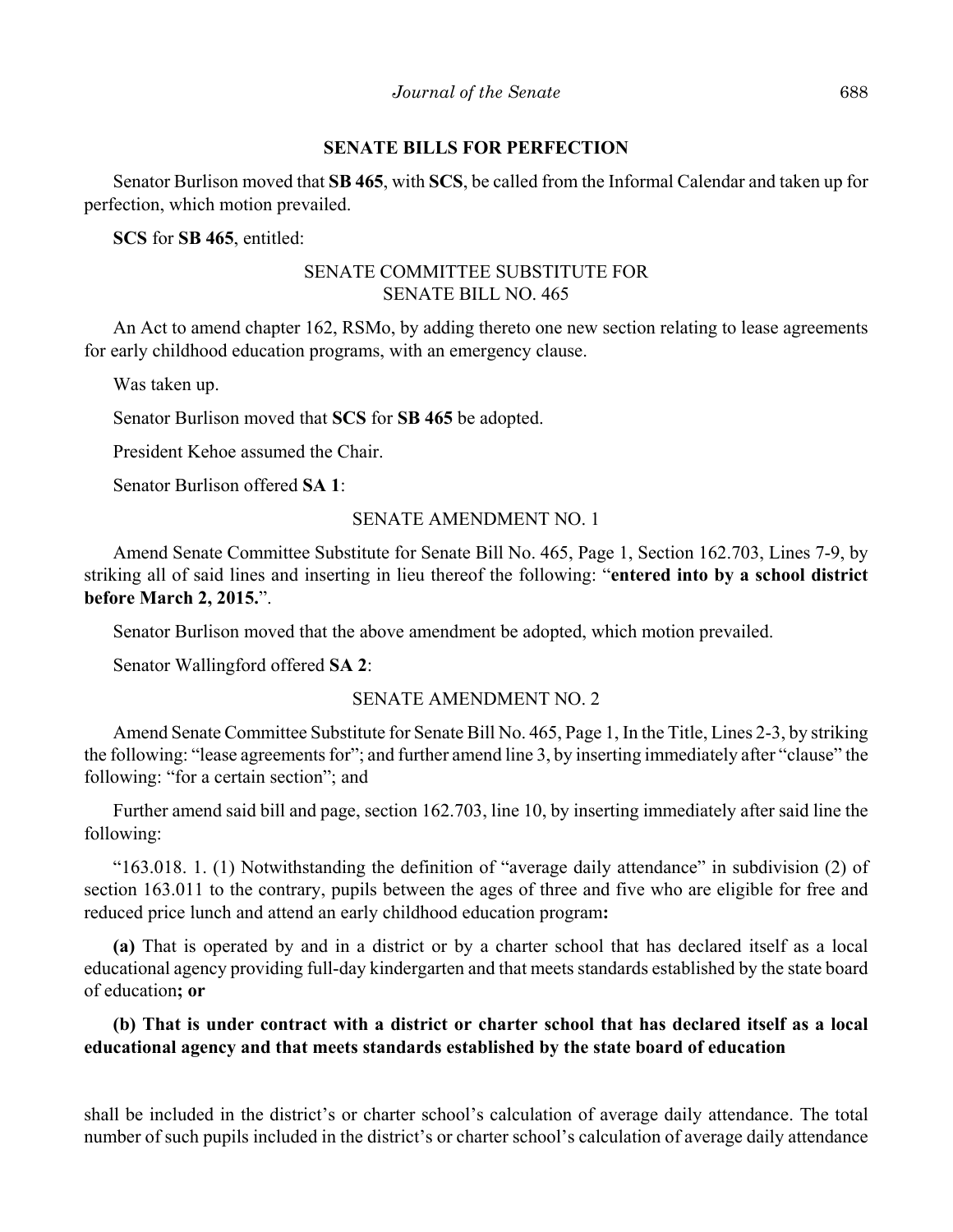## SENATE BILLS FOR PERFECTION

Senator Burlison moved that **SB 465**, with **SCS**, be called from the Informal Calendar and taken up for perfection, which motion prevailed.

**SCS** for **SB 465**, entitled:

SENATE COMMITTEE SUBSTITUTE FOR
SENATE BILL NO. 465

An Act to amend chapter 162, RSMo, by adding thereto one new section relating to lease agreements for early childhood education programs, with an emergency clause.

Was taken up.

Senator Burlison moved that **SCS** for **SB 465** be adopted.

President Kehoe assumed the Chair.

Senator Burlison offered **SA 1**:

SENATE AMENDMENT NO. 1

Amend Senate Committee Substitute for Senate Bill No. 465, Page 1, Section 162.703, Lines 7-9, by striking all of said lines and inserting in lieu thereof the following: "**entered into by a school district before March 2, 2015.**".

Senator Burlison moved that the above amendment be adopted, which motion prevailed.

Senator Wallingford offered **SA 2**:

SENATE AMENDMENT NO. 2

Amend Senate Committee Substitute for Senate Bill No. 465, Page 1, In the Title, Lines 2-3, by striking the following: "lease agreements for"; and further amend line 3, by inserting immediately after "clause" the following: "for a certain section"; and

Further amend said bill and page, section 162.703, line 10, by inserting immediately after said line the following:

"163.018. 1. (1) Notwithstanding the definition of "average daily attendance" in subdivision (2) of section 163.011 to the contrary, pupils between the ages of three and five who are eligible for free and reduced price lunch and attend an early childhood education program**:**

**(a)** That is operated by and in a district or by a charter school that has declared itself as a local educational agency providing full-day kindergarten and that meets standards established by the state board of education**; or**

**(b) That is under contract with a district or charter school that has declared itself as a local educational agency and that meets standards established by the state board of education**

shall be included in the district's or charter school's calculation of average daily attendance. The total number of such pupils included in the district's or charter school's calculation of average daily attendance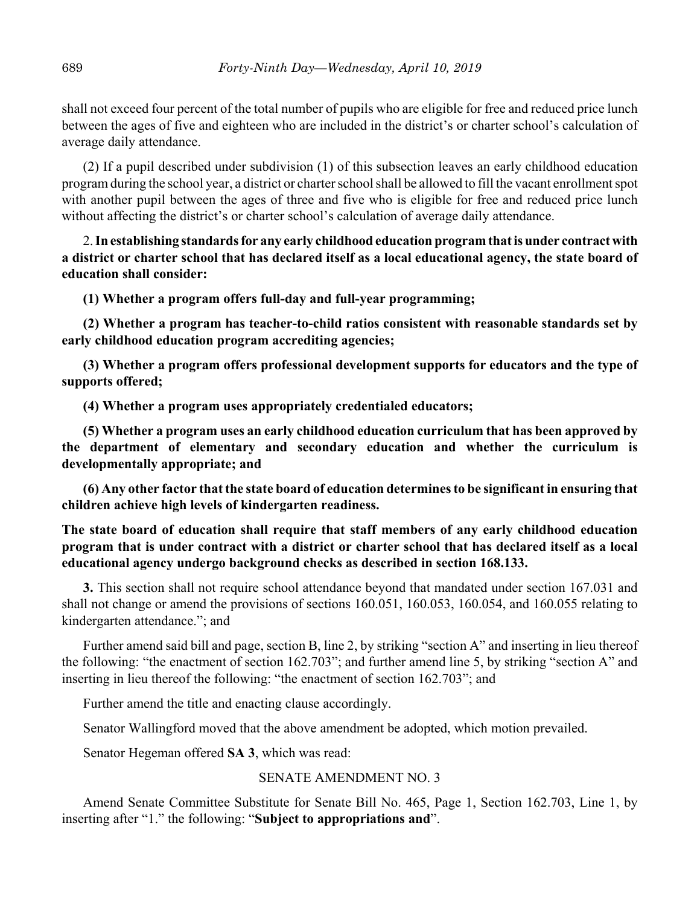shall not exceed four percent of the total number of pupils who are eligible for free and reduced price lunch between the ages of five and eighteen who are included in the district's or charter school's calculation of average daily attendance.

(2) If a pupil described under subdivision (1) of this subsection leaves an early childhood education program during the school year, a district or charter school shall be allowed to fill the vacant enrollment spot with another pupil between the ages of three and five who is eligible for free and reduced price lunch without affecting the district's or charter school's calculation of average daily attendance.

2. **In establishing standards for any early childhood education program that is under contract with a district or charter school that has declared itself as a local educational agency, the state board of education shall consider:**

**(1) Whether a program offers full-day and full-year programming;**

**(2) Whether a program has teacher-to-child ratios consistent with reasonable standards set by early childhood education program accrediting agencies;**

**(3) Whether a program offers professional development supports for educators and the type of supports offered;**

**(4) Whether a program uses appropriately credentialed educators;**

**(5) Whether a program uses an early childhood education curriculum that has been approved by the department of elementary and secondary education and whether the curriculum is developmentally appropriate; and**

**(6) Any other factor that the state board of education determines to be significant in ensuring that children achieve high levels of kindergarten readiness.**

**The state board of education shall require that staff members of any early childhood education program that is under contract with a district or charter school that has declared itself as a local educational agency undergo background checks as described in section 168.133.**

**3.** This section shall not require school attendance beyond that mandated under section 167.031 and shall not change or amend the provisions of sections 160.051, 160.053, 160.054, and 160.055 relating to kindergarten attendance."; and

Further amend said bill and page, section B, line 2, by striking "section A" and inserting in lieu thereof the following: "the enactment of section 162.703"; and further amend line 5, by striking "section A" and inserting in lieu thereof the following: "the enactment of section 162.703"; and

Further amend the title and enacting clause accordingly.

Senator Wallingford moved that the above amendment be adopted, which motion prevailed.

Senator Hegeman offered **SA 3**, which was read:

SENATE AMENDMENT NO. 3

Amend Senate Committee Substitute for Senate Bill No. 465, Page 1, Section 162.703, Line 1, by inserting after "1." the following: "**Subject to appropriations and**".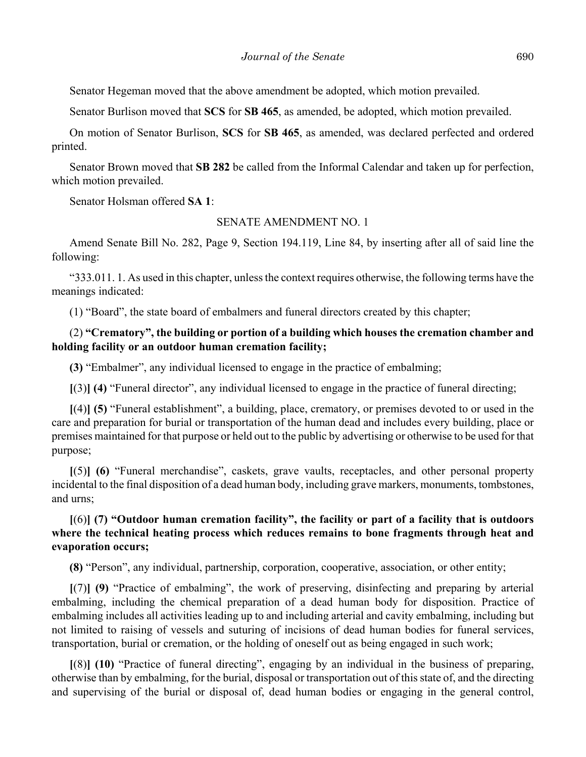Senator Hegeman moved that the above amendment be adopted, which motion prevailed.

Senator Burlison moved that **SCS** for **SB 465**, as amended, be adopted, which motion prevailed.

On motion of Senator Burlison, **SCS** for **SB 465**, as amended, was declared perfected and ordered printed.

Senator Brown moved that **SB 282** be called from the Informal Calendar and taken up for perfection, which motion prevailed.

Senator Holsman offered **SA 1**:

SENATE AMENDMENT NO. 1

Amend Senate Bill No. 282, Page 9, Section 194.119, Line 84, by inserting after all of said line the following:

"333.011. 1. As used in this chapter, unless the context requires otherwise, the following terms have the meanings indicated:

(1) "Board", the state board of embalmers and funeral directors created by this chapter;

(2) **"Crematory", the building or portion of a building which houses the cremation chamber and holding facility or an outdoor human cremation facility;**

**(3)** "Embalmer", any individual licensed to engage in the practice of embalming;

**[**(3)**] (4)** "Funeral director", any individual licensed to engage in the practice of funeral directing;

**[**(4)**] (5)** "Funeral establishment", a building, place, crematory, or premises devoted to or used in the care and preparation for burial or transportation of the human dead and includes every building, place or premises maintained for that purpose or held out to the public by advertising or otherwise to be used for that purpose;

**[**(5)**] (6)** "Funeral merchandise", caskets, grave vaults, receptacles, and other personal property incidental to the final disposition of a dead human body, including grave markers, monuments, tombstones, and urns;

**[**(6)**] (7) "Outdoor human cremation facility", the facility or part of a facility that is outdoors where the technical heating process which reduces remains to bone fragments through heat and evaporation occurs;**

**(8)** "Person", any individual, partnership, corporation, cooperative, association, or other entity;

**[**(7)**] (9)** "Practice of embalming", the work of preserving, disinfecting and preparing by arterial embalming, including the chemical preparation of a dead human body for disposition. Practice of embalming includes all activities leading up to and including arterial and cavity embalming, including but not limited to raising of vessels and suturing of incisions of dead human bodies for funeral services, transportation, burial or cremation, or the holding of oneself out as being engaged in such work;

**[**(8)**] (10)** "Practice of funeral directing", engaging by an individual in the business of preparing, otherwise than by embalming, for the burial, disposal or transportation out of this state of, and the directing and supervising of the burial or disposal of, dead human bodies or engaging in the general control,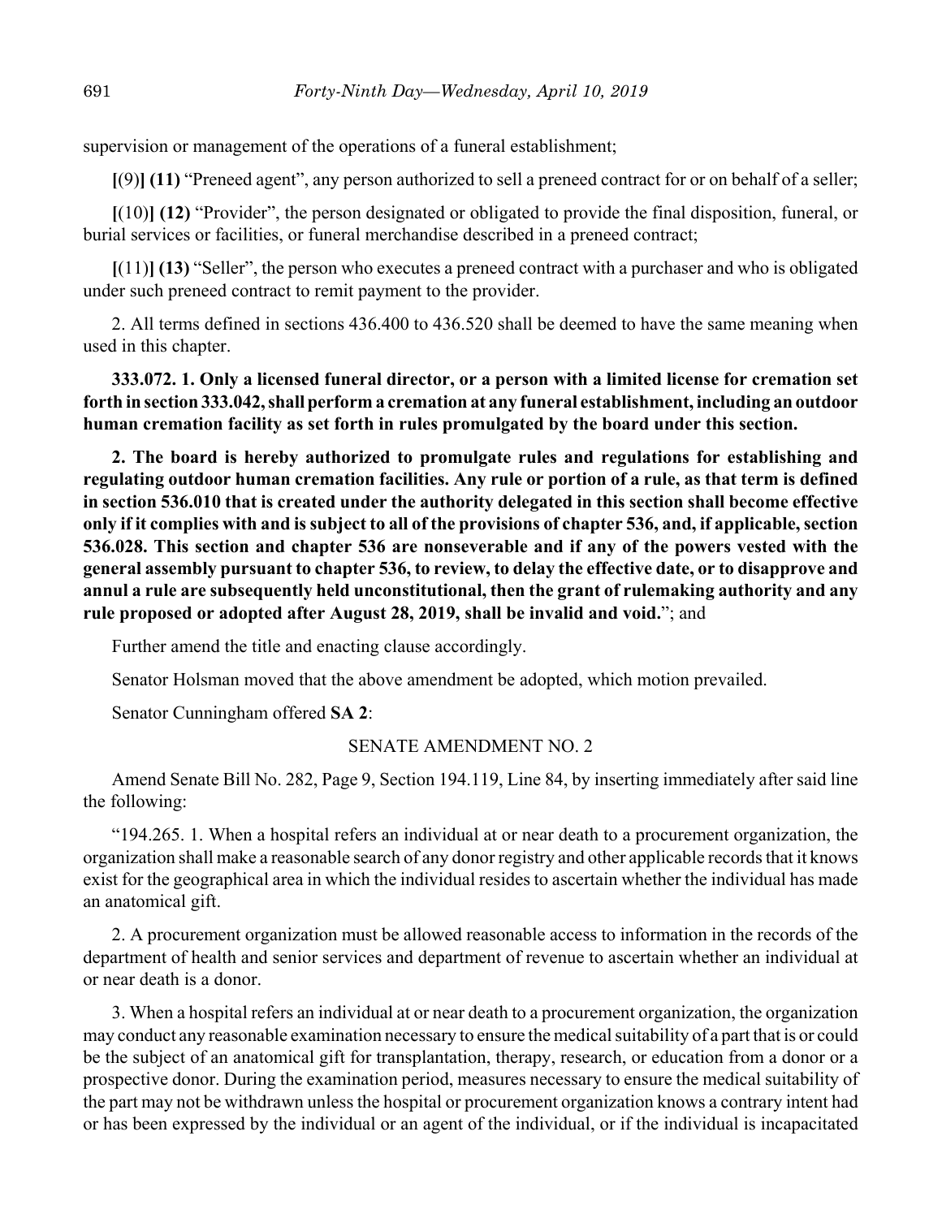supervision or management of the operations of a funeral establishment;

**[**(9)**] (11)** "Preneed agent", any person authorized to sell a preneed contract for or on behalf of a seller;

**[**(10)**] (12)** "Provider", the person designated or obligated to provide the final disposition, funeral, or burial services or facilities, or funeral merchandise described in a preneed contract;

**[**(11)**] (13)** "Seller", the person who executes a preneed contract with a purchaser and who is obligated under such preneed contract to remit payment to the provider.

2. All terms defined in sections 436.400 to 436.520 shall be deemed to have the same meaning when used in this chapter.

**333.072. 1. Only a licensed funeral director, or a person with a limited license for cremation set forth in section 333.042, shall perform a cremation at any funeral establishment, including an outdoor human cremation facility as set forth in rules promulgated by the board under this section.**

**2. The board is hereby authorized to promulgate rules and regulations for establishing and regulating outdoor human cremation facilities. Any rule or portion of a rule, as that term is defined in section 536.010 that is created under the authority delegated in this section shall become effective only if it complies with and is subject to all of the provisions of chapter 536, and, if applicable, section 536.028. This section and chapter 536 are nonseverable and if any of the powers vested with the general assembly pursuant to chapter 536, to review, to delay the effective date, or to disapprove and annul a rule are subsequently held unconstitutional, then the grant of rulemaking authority and any rule proposed or adopted after August 28, 2019, shall be invalid and void.**"; and

Further amend the title and enacting clause accordingly.

Senator Holsman moved that the above amendment be adopted, which motion prevailed.

Senator Cunningham offered **SA 2**:

SENATE AMENDMENT NO. 2

Amend Senate Bill No. 282, Page 9, Section 194.119, Line 84, by inserting immediately after said line the following:

"194.265. 1. When a hospital refers an individual at or near death to a procurement organization, the organization shall make a reasonable search of any donor registry and other applicable records that it knows exist for the geographical area in which the individual resides to ascertain whether the individual has made an anatomical gift.

2. A procurement organization must be allowed reasonable access to information in the records of the department of health and senior services and department of revenue to ascertain whether an individual at or near death is a donor.

3. When a hospital refers an individual at or near death to a procurement organization, the organization may conduct any reasonable examination necessary to ensure the medical suitability of a part that is or could be the subject of an anatomical gift for transplantation, therapy, research, or education from a donor or a prospective donor. During the examination period, measures necessary to ensure the medical suitability of the part may not be withdrawn unless the hospital or procurement organization knows a contrary intent had or has been expressed by the individual or an agent of the individual, or if the individual is incapacitated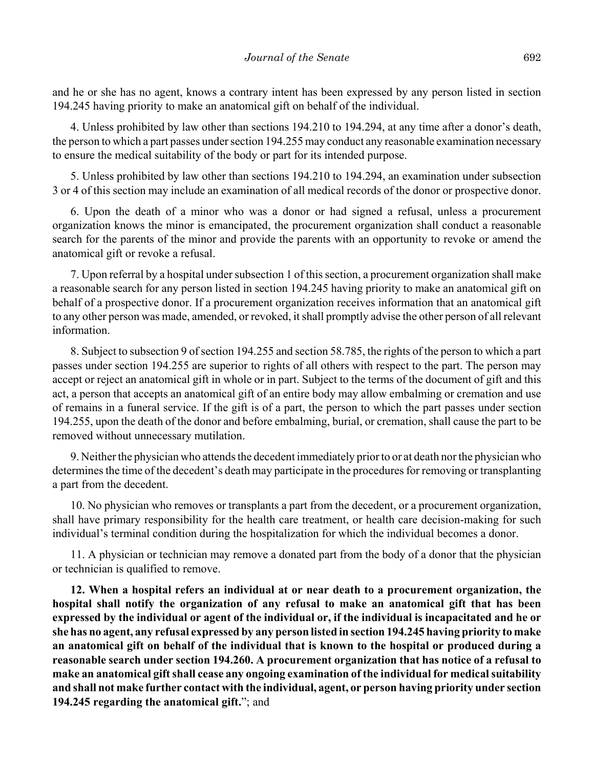and he or she has no agent, knows a contrary intent has been expressed by any person listed in section 194.245 having priority to make an anatomical gift on behalf of the individual.

4. Unless prohibited by law other than sections 194.210 to 194.294, at any time after a donor's death, the person to which a part passes under section 194.255 may conduct any reasonable examination necessary to ensure the medical suitability of the body or part for its intended purpose.

5. Unless prohibited by law other than sections 194.210 to 194.294, an examination under subsection 3 or 4 of this section may include an examination of all medical records of the donor or prospective donor.

6. Upon the death of a minor who was a donor or had signed a refusal, unless a procurement organization knows the minor is emancipated, the procurement organization shall conduct a reasonable search for the parents of the minor and provide the parents with an opportunity to revoke or amend the anatomical gift or revoke a refusal.

7. Upon referral by a hospital under subsection 1 of this section, a procurement organization shall make a reasonable search for any person listed in section 194.245 having priority to make an anatomical gift on behalf of a prospective donor. If a procurement organization receives information that an anatomical gift to any other person was made, amended, or revoked, it shall promptly advise the other person of all relevant information.

8. Subject to subsection 9 of section 194.255 and section 58.785, the rights of the person to which a part passes under section 194.255 are superior to rights of all others with respect to the part. The person may accept or reject an anatomical gift in whole or in part. Subject to the terms of the document of gift and this act, a person that accepts an anatomical gift of an entire body may allow embalming or cremation and use of remains in a funeral service. If the gift is of a part, the person to which the part passes under section 194.255, upon the death of the donor and before embalming, burial, or cremation, shall cause the part to be removed without unnecessary mutilation.

9. Neither the physician who attends the decedent immediately prior to or at death nor the physician who determines the time of the decedent's death may participate in the procedures for removing or transplanting a part from the decedent.

10. No physician who removes or transplants a part from the decedent, or a procurement organization, shall have primary responsibility for the health care treatment, or health care decision-making for such individual's terminal condition during the hospitalization for which the individual becomes a donor.

11. A physician or technician may remove a donated part from the body of a donor that the physician or technician is qualified to remove.

**12. When a hospital refers an individual at or near death to a procurement organization, the hospital shall notify the organization of any refusal to make an anatomical gift that has been expressed by the individual or agent of the individual or, if the individual is incapacitated and he or she has no agent, any refusal expressed by any person listed in section 194.245 having priority to make an anatomical gift on behalf of the individual that is known to the hospital or produced during a reasonable search under section 194.260. A procurement organization that has notice of a refusal to make an anatomical gift shall cease any ongoing examination of the individual for medical suitability and shall not make further contact with the individual, agent, or person having priority under section 194.245 regarding the anatomical gift.**"; and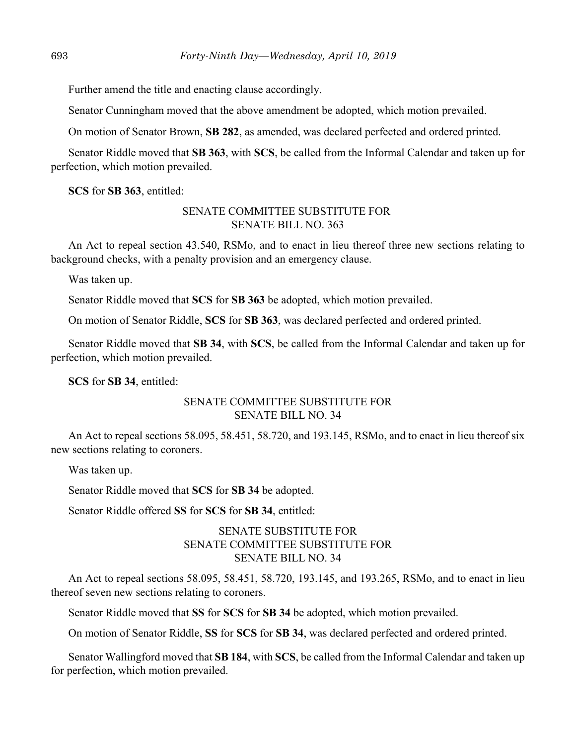Further amend the title and enacting clause accordingly.

Senator Cunningham moved that the above amendment be adopted, which motion prevailed.

On motion of Senator Brown, **SB 282**, as amended, was declared perfected and ordered printed.

Senator Riddle moved that **SB 363**, with **SCS**, be called from the Informal Calendar and taken up for perfection, which motion prevailed.

**SCS** for **SB 363**, entitled:

SENATE COMMITTEE SUBSTITUTE FOR
SENATE BILL NO. 363

An Act to repeal section 43.540, RSMo, and to enact in lieu thereof three new sections relating to background checks, with a penalty provision and an emergency clause.

Was taken up.

Senator Riddle moved that **SCS** for **SB 363** be adopted, which motion prevailed.

On motion of Senator Riddle, **SCS** for **SB 363**, was declared perfected and ordered printed.

Senator Riddle moved that **SB 34**, with **SCS**, be called from the Informal Calendar and taken up for perfection, which motion prevailed.

**SCS** for **SB 34**, entitled:

SENATE COMMITTEE SUBSTITUTE FOR
SENATE BILL NO. 34

An Act to repeal sections 58.095, 58.451, 58.720, and 193.145, RSMo, and to enact in lieu thereof six new sections relating to coroners.

Was taken up.

Senator Riddle moved that **SCS** for **SB 34** be adopted.

Senator Riddle offered **SS** for **SCS** for **SB 34**, entitled:

SENATE SUBSTITUTE FOR
SENATE COMMITTEE SUBSTITUTE FOR
SENATE BILL NO. 34

An Act to repeal sections 58.095, 58.451, 58.720, 193.145, and 193.265, RSMo, and to enact in lieu thereof seven new sections relating to coroners.

Senator Riddle moved that **SS** for **SCS** for **SB 34** be adopted, which motion prevailed.

On motion of Senator Riddle, **SS** for **SCS** for **SB 34**, was declared perfected and ordered printed.

Senator Wallingford moved that **SB 184**, with **SCS**, be called from the Informal Calendar and taken up for perfection, which motion prevailed.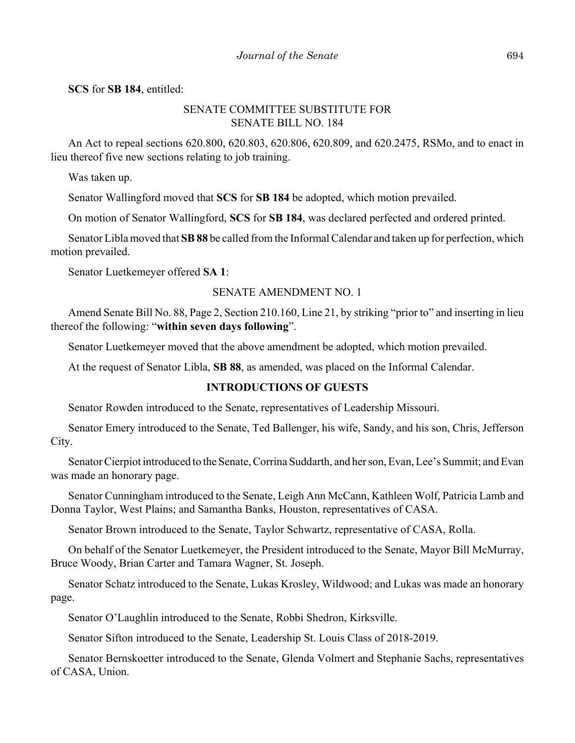**SCS** for **SB 184**, entitled:

SENATE COMMITTEE SUBSTITUTE FOR
SENATE BILL NO. 184

An Act to repeal sections 620.800, 620.803, 620.806, 620.809, and 620.2475, RSMo, and to enact in lieu thereof five new sections relating to job training.

Was taken up.

Senator Wallingford moved that **SCS** for **SB 184** be adopted, which motion prevailed.

On motion of Senator Wallingford, **SCS** for **SB 184**, was declared perfected and ordered printed.

Senator Libla moved that **SB 88** be called from the Informal Calendar and taken up for perfection, which motion prevailed.

Senator Luetkemeyer offered **SA 1**:

SENATE AMENDMENT NO. 1

Amend Senate Bill No. 88, Page 2, Section 210.160, Line 21, by striking "prior to" and inserting in lieu thereof the following: "**within seven days following**".

Senator Luetkemeyer moved that the above amendment be adopted, which motion prevailed.

At the request of Senator Libla, **SB 88**, as amended, was placed on the Informal Calendar.

**INTRODUCTIONS OF GUESTS**

Senator Rowden introduced to the Senate, representatives of Leadership Missouri.

Senator Emery introduced to the Senate, Ted Ballenger, his wife, Sandy, and his son, Chris, Jefferson City.

Senator Cierpiot introduced to the Senate, Corrina Suddarth, and her son, Evan, Lee's Summit; and Evan was made an honorary page.

Senator Cunningham introduced to the Senate, Leigh Ann McCann, Kathleen Wolf, Patricia Lamb and Donna Taylor, West Plains; and Samantha Banks, Houston, representatives of CASA.

Senator Brown introduced to the Senate, Taylor Schwartz, representative of CASA, Rolla.

On behalf of the Senator Luetkemeyer, the President introduced to the Senate, Mayor Bill McMurray, Bruce Woody, Brian Carter and Tamara Wagner, St. Joseph.

Senator Schatz introduced to the Senate, Lukas Krosley, Wildwood; and Lukas was made an honorary page.

Senator O'Laughlin introduced to the Senate, Robbi Shedron, Kirksville.

Senator Sifton introduced to the Senate, Leadership St. Louis Class of 2018-2019.

Senator Bernskoetter introduced to the Senate, Glenda Volmert and Stephanie Sachs, representatives of CASA, Union.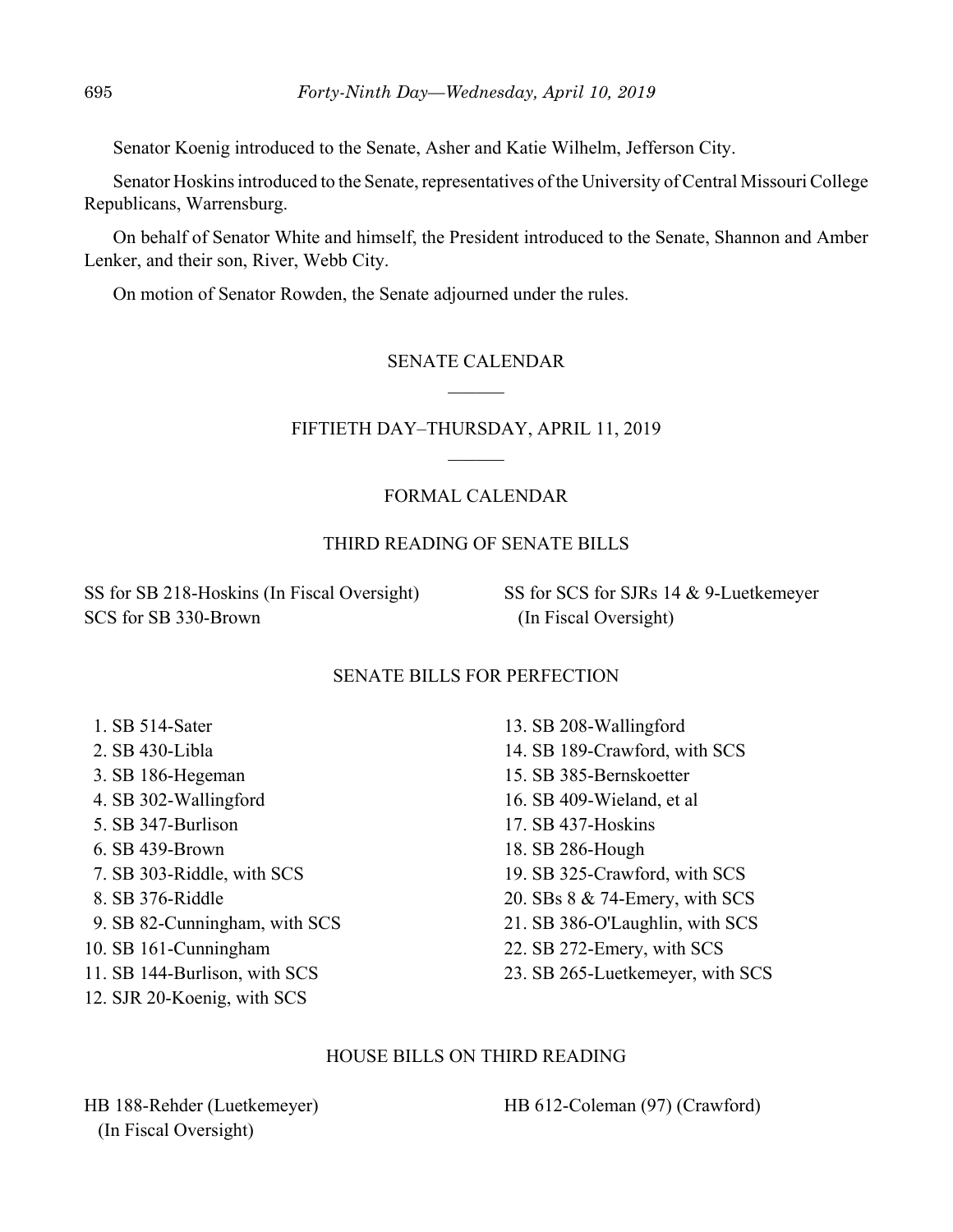Senator Koenig introduced to the Senate, Asher and Katie Wilhelm, Jefferson City.

Senator Hoskins introduced to the Senate, representatives of the University of Central Missouri College Republicans, Warrensburg.

On behalf of Senator White and himself, the President introduced to the Senate, Shannon and Amber Lenker, and their son, River, Webb City.

On motion of Senator Rowden, the Senate adjourned under the rules.

## SENATE CALENDAR

### FIFTIETH DAY–THURSDAY, APRIL 11, 2019

### FORMAL CALENDAR

#### THIRD READING OF SENATE BILLS

SS for SB 218-Hoskins (In Fiscal Oversight)
SCS for SB 330-Brown
SS for SCS for SJRs 14 & 9-Luetkemeyer (In Fiscal Oversight)

#### SENATE BILLS FOR PERFECTION

1. SB 514-Sater
2. SB 430-Libla
3. SB 186-Hegeman
4. SB 302-Wallingford
5. SB 347-Burlison
6. SB 439-Brown
7. SB 303-Riddle, with SCS
8. SB 376-Riddle
9. SB 82-Cunningham, with SCS
10. SB 161-Cunningham
11. SB 144-Burlison, with SCS
12. SJR 20-Koenig, with SCS
13. SB 208-Wallingford
14. SB 189-Crawford, with SCS
15. SB 385-Bernskoetter
16. SB 409-Wieland, et al
17. SB 437-Hoskins
18. SB 286-Hough
19. SB 325-Crawford, with SCS
20. SBs 8 & 74-Emery, with SCS
21. SB 386-O'Laughlin, with SCS
22. SB 272-Emery, with SCS
23. SB 265-Luetkemeyer, with SCS

#### HOUSE BILLS ON THIRD READING

HB 188-Rehder (Luetkemeyer) (In Fiscal Oversight)
HB 612-Coleman (97) (Crawford)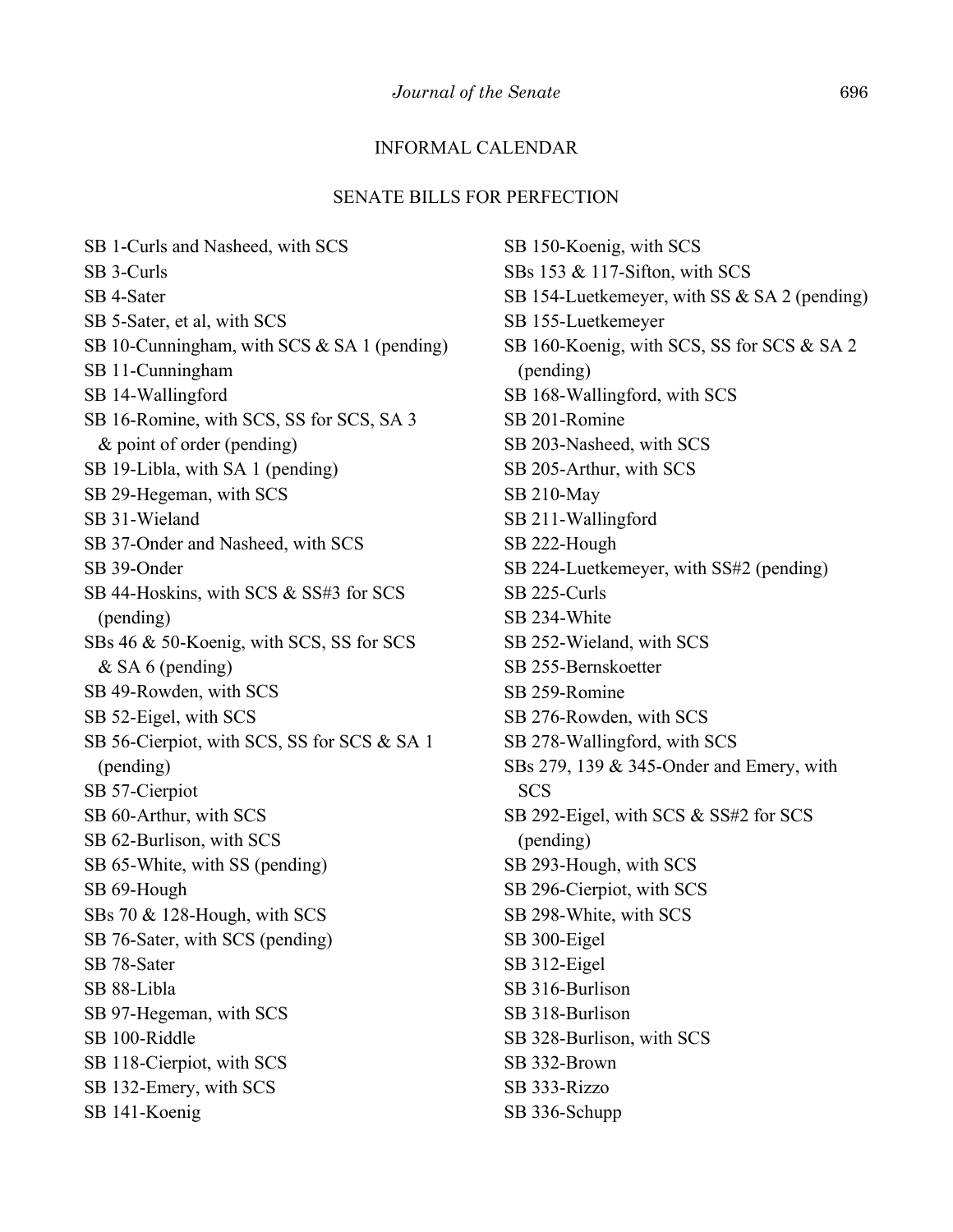## INFORMAL CALENDAR

### SENATE BILLS FOR PERFECTION

SB 1-Curls and Nasheed, with SCS
SB 3-Curls
SB 4-Sater
SB 5-Sater, et al, with SCS
SB 10-Cunningham, with SCS & SA 1 (pending)
SB 11-Cunningham
SB 14-Wallingford
SB 16-Romine, with SCS, SS for SCS, SA 3 & point of order (pending)
SB 19-Libla, with SA 1 (pending)
SB 29-Hegeman, with SCS
SB 31-Wieland
SB 37-Onder and Nasheed, with SCS
SB 39-Onder
SB 44-Hoskins, with SCS & SS#3 for SCS (pending)
SBs 46 & 50-Koenig, with SCS, SS for SCS & SA 6 (pending)
SB 49-Rowden, with SCS
SB 52-Eigel, with SCS
SB 56-Cierpiot, with SCS, SS for SCS & SA 1 (pending)
SB 57-Cierpiot
SB 60-Arthur, with SCS
SB 62-Burlison, with SCS
SB 65-White, with SS (pending)
SB 69-Hough
SBs 70 & 128-Hough, with SCS
SB 76-Sater, with SCS (pending)
SB 78-Sater
SB 88-Libla
SB 97-Hegeman, with SCS
SB 100-Riddle
SB 118-Cierpiot, with SCS
SB 132-Emery, with SCS
SB 141-Koenig
SB 150-Koenig, with SCS
SBs 153 & 117-Sifton, with SCS
SB 154-Luetkemeyer, with SS & SA 2 (pending)
SB 155-Luetkemeyer
SB 160-Koenig, with SCS, SS for SCS & SA 2 (pending)
SB 168-Wallingford, with SCS
SB 201-Romine
SB 203-Nasheed, with SCS
SB 205-Arthur, with SCS
SB 210-May
SB 211-Wallingford
SB 222-Hough
SB 224-Luetkemeyer, with SS#2 (pending)
SB 225-Curls
SB 234-White
SB 252-Wieland, with SCS
SB 255-Bernskoetter
SB 259-Romine
SB 276-Rowden, with SCS
SB 278-Wallingford, with SCS
SBs 279, 139 & 345-Onder and Emery, with SCS
SB 292-Eigel, with SCS & SS#2 for SCS (pending)
SB 293-Hough, with SCS
SB 296-Cierpiot, with SCS
SB 298-White, with SCS
SB 300-Eigel
SB 312-Eigel
SB 316-Burlison
SB 318-Burlison
SB 328-Burlison, with SCS
SB 332-Brown
SB 333-Rizzo
SB 336-Schupp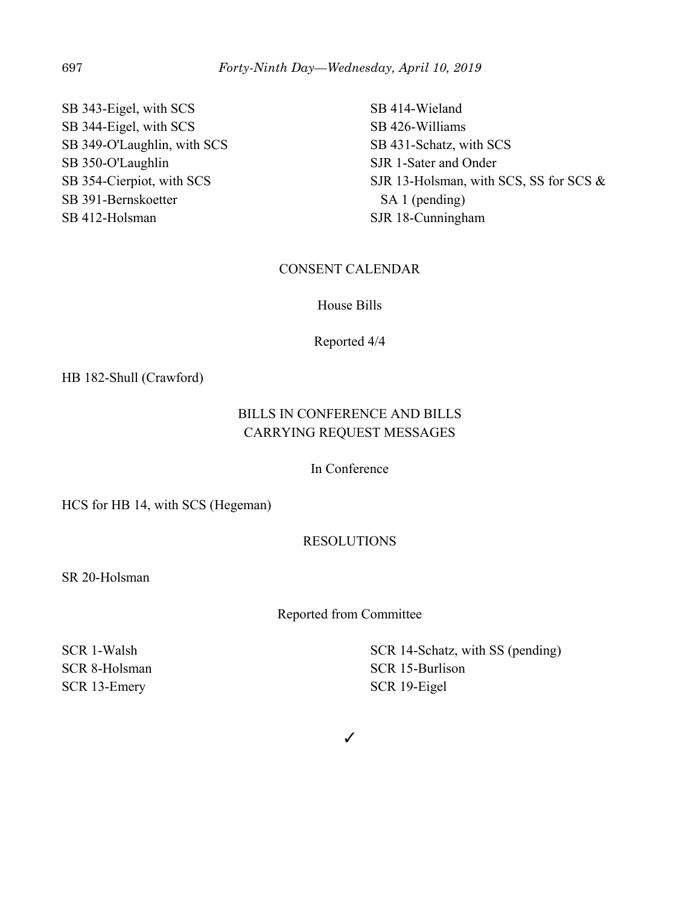SB 343-Eigel, with SCS
SB 344-Eigel, with SCS
SB 349-O'Laughlin, with SCS
SB 350-O'Laughlin
SB 354-Cierpiot, with SCS
SB 391-Bernskoetter
SB 412-Holsman
SB 414-Wieland
SB 426-Williams
SB 431-Schatz, with SCS
SJR 1-Sater and Onder
SJR 13-Holsman, with SCS, SS for SCS & SA 1 (pending)
SJR 18-Cunningham

CONSENT CALENDAR

House Bills

Reported 4/4

HB 182-Shull (Crawford)

BILLS IN CONFERENCE AND BILLS CARRYING REQUEST MESSAGES

In Conference

HCS for HB 14, with SCS (Hegeman)

RESOLUTIONS

SR 20-Holsman

Reported from Committee

SCR 1-Walsh
SCR 8-Holsman
SCR 13-Emery
SCR 14-Schatz, with SS (pending)
SCR 15-Burlison
SCR 19-Eigel

✓